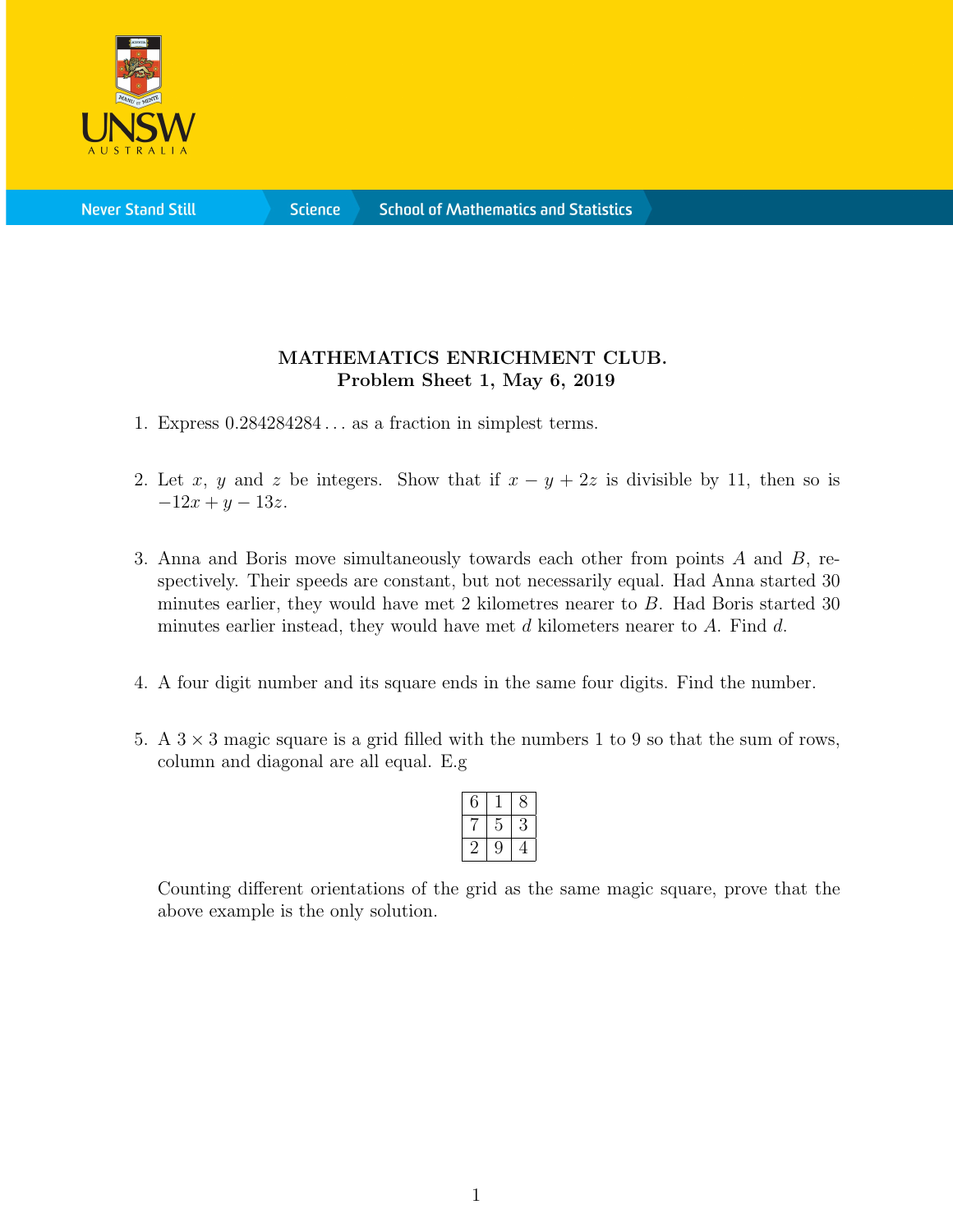**MATHEMATICS ENRICHMENT CLUB.**
**Problem Sheet 1, May 6, 2019**

1. Express $0.284284284\ldots$ as a fraction in simplest terms.

2. Let $x$, $y$ and $z$ be integers. Show that if $x - y + 2z$ is divisible by 11, then so is $-12x + y - 13z$.

3. Anna and Boris move simultaneously towards each other from points $A$ and $B$, respectively. Their speeds are constant, but not necessarily equal. Had Anna started 30 minutes earlier, they would have met 2 kilometres nearer to $B$. Had Boris started 30 minutes earlier instead, they would have met $d$ kilometers nearer to $A$. Find $d$.

4. A four digit number and its square ends in the same four digits. Find the number.

5. A $3 \times 3$ magic square is a grid filled with the numbers 1 to 9 so that the sum of rows, column and diagonal are all equal. E.g

| | | |
|---|---|---|
| 6 | 1 | 8 |
| 7 | 5 | 3 |
| 2 | 9 | 4 |

Counting different orientations of the grid as the same magic square, prove that the above example is the only solution.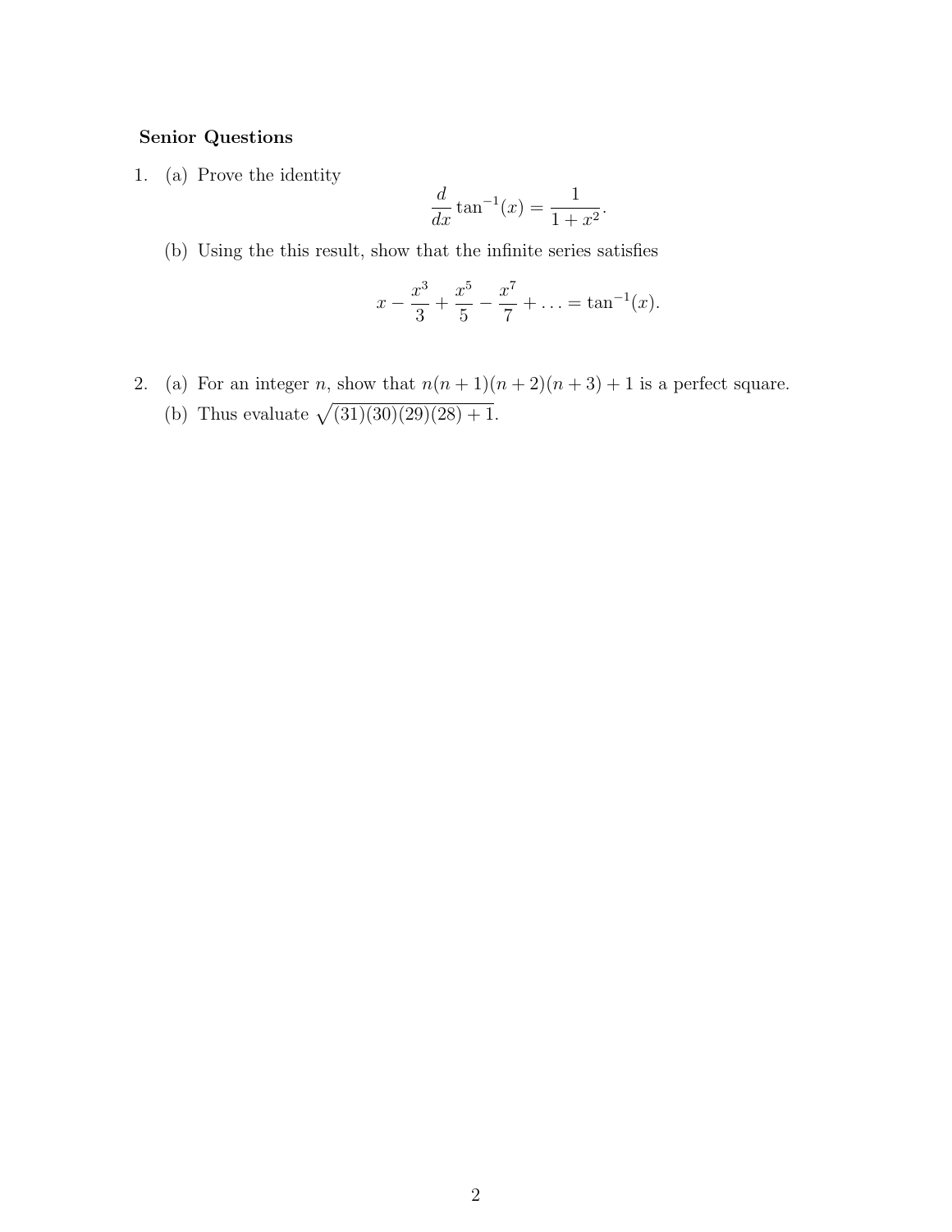**Senior Questions**

1. (a) Prove the identity

$$\frac{d}{dx}\tan^{-1}(x) = \frac{1}{1+x^2}.$$

   (b) Using the this result, show that the infinite series satisfies

$$x - \frac{x^3}{3} + \frac{x^5}{5} - \frac{x^7}{7} + \ldots = \tan^{-1}(x).$$

2. (a) For an integer $n$, show that $n(n+1)(n+2)(n+3)+1$ is a perfect square.

   (b) Thus evaluate $\sqrt{(31)(30)(29)(28)+1}$.